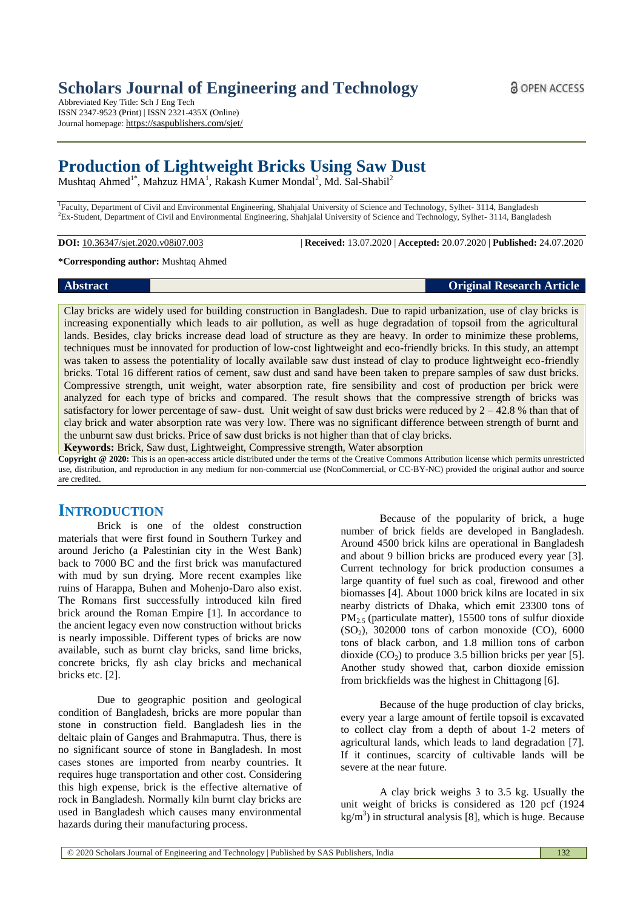# Scholars Journal of Engineering and Technology

Abbreviated Key Title: Sch J Eng Tech
ISSN 2347-9523 (Print) | ISSN 2321-435X (Online)
Journal homepage: https://saspublishers.com/sjet/

OPEN ACCESS

# Production of Lightweight Bricks Using Saw Dust

Mushtaq Ahmed[1*], Mahzuz HMA[1], Rakash Kumer Mondal[2], Md. Sal-Shabil[2]

[1]Faculty, Department of Civil and Environmental Engineering, Shahjalal University of Science and Technology, Sylhet- 3114, Bangladesh
[2]Ex-Student, Department of Civil and Environmental Engineering, Shahjalal University of Science and Technology, Sylhet- 3114, Bangladesh

**DOI:** 10.36347/sjet.2020.v08i07.003 | **Received:** 13.07.2020 | **Accepted:** 20.07.2020 | **Published:** 24.07.2020

**\*Corresponding author:** Mushtaq Ahmed

**Abstract** | **Original Research Article**

Clay bricks are widely used for building construction in Bangladesh. Due to rapid urbanization, use of clay bricks is increasing exponentially which leads to air pollution, as well as huge degradation of topsoil from the agricultural lands. Besides, clay bricks increase dead load of structure as they are heavy. In order to minimize these problems, techniques must be innovated for production of low-cost lightweight and eco-friendly bricks. In this study, an attempt was taken to assess the potentiality of locally available saw dust instead of clay to produce lightweight eco-friendly bricks. Total 16 different ratios of cement, saw dust and sand have been taken to prepare samples of saw dust bricks. Compressive strength, unit weight, water absorption rate, fire sensibility and cost of production per brick were analyzed for each type of bricks and compared. The result shows that the compressive strength of bricks was satisfactory for lower percentage of saw- dust. Unit weight of saw dust bricks were reduced by 2 – 42.8 % than that of clay brick and water absorption rate was very low. There was no significant difference between strength of burnt and the unburnt saw dust bricks. Price of saw dust bricks is not higher than that of clay bricks.

**Keywords:** Brick, Saw dust, Lightweight, Compressive strength, Water absorption

**Copyright @ 2020:** This is an open-access article distributed under the terms of the Creative Commons Attribution license which permits unrestricted use, distribution, and reproduction in any medium for non-commercial use (NonCommercial, or CC-BY-NC) provided the original author and source are credited.

## INTRODUCTION

Brick is one of the oldest construction materials that were first found in Southern Turkey and around Jericho (a Palestinian city in the West Bank) back to 7000 BC and the first brick was manufactured with mud by sun drying. More recent examples like ruins of Harappa, Buhen and Mohenjo-Daro also exist. The Romans first successfully introduced kiln fired brick around the Roman Empire [1]. In accordance to the ancient legacy even now construction without bricks is nearly impossible. Different types of bricks are now available, such as burnt clay bricks, sand lime bricks, concrete bricks, fly ash clay bricks and mechanical bricks etc. [2].

Due to geographic position and geological condition of Bangladesh, bricks are more popular than stone in construction field. Bangladesh lies in the deltaic plain of Ganges and Brahmaputra. Thus, there is no significant source of stone in Bangladesh. In most cases stones are imported from nearby countries. It requires huge transportation and other cost. Considering this high expense, brick is the effective alternative of rock in Bangladesh. Normally kiln burnt clay bricks are used in Bangladesh which causes many environmental hazards during their manufacturing process.

Because of the popularity of brick, a huge number of brick fields are developed in Bangladesh. Around 4500 brick kilns are operational in Bangladesh and about 9 billion bricks are produced every year [3]. Current technology for brick production consumes a large quantity of fuel such as coal, firewood and other biomasses [4]. About 1000 brick kilns are located in six nearby districts of Dhaka, which emit 23300 tons of $PM_{2.5}$ (particulate matter), 15500 tons of sulfur dioxide ($SO_2$), 302000 tons of carbon monoxide (CO), 6000 tons of black carbon, and 1.8 million tons of carbon dioxide ($CO_2$) to produce 3.5 billion bricks per year [5]. Another study showed that, carbon dioxide emission from brickfields was the highest in Chittagong [6].

Because of the huge production of clay bricks, every year a large amount of fertile topsoil is excavated to collect clay from a depth of about 1-2 meters of agricultural lands, which leads to land degradation [7]. If it continues, scarcity of cultivable lands will be severe at the near future.

A clay brick weighs 3 to 3.5 kg. Usually the unit weight of bricks is considered as 120 pcf (1924 $kg/m^3$) in structural analysis [8], which is huge. Because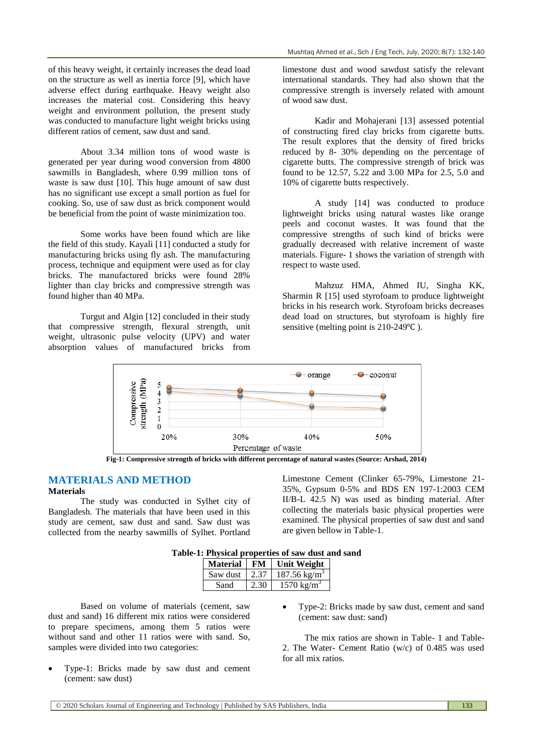of this heavy weight, it certainly increases the dead load on the structure as well as inertia force [9], which have adverse effect during earthquake. Heavy weight also increases the material cost. Considering this heavy weight and environment pollution, the present study was conducted to manufacture light weight bricks using different ratios of cement, saw dust and sand.

About 3.34 million tons of wood waste is generated per year during wood conversion from 4800 sawmills in Bangladesh, where 0.99 million tons of waste is saw dust [10]. This huge amount of saw dust has no significant use except a small portion as fuel for cooking. So, use of saw dust as brick component would be beneficial from the point of waste minimization too.

Some works have been found which are like the field of this study. Kayali [11] conducted a study for manufacturing bricks using fly ash. The manufacturing process, technique and equipment were used as for clay bricks. The manufactured bricks were found 28% lighter than clay bricks and compressive strength was found higher than 40 MPa.

Turgut and Algin [12] concluded in their study that compressive strength, flexural strength, unit weight, ultrasonic pulse velocity (UPV) and water absorption values of manufactured bricks from limestone dust and wood sawdust satisfy the relevant international standards. They had also shown that the compressive strength is inversely related with amount of wood saw dust.

Kadir and Mohajerani [13] assessed potential of constructing fired clay bricks from cigarette butts. The result explores that the density of fired bricks reduced by 8- 30% depending on the percentage of cigarette butts. The compressive strength of brick was found to be 12.57, 5.22 and 3.00 MPa for 2.5, 5.0 and 10% of cigarette butts respectively.

A study [14] was conducted to produce lightweight bricks using natural wastes like orange peels and coconut wastes. It was found that the compressive strengths of such kind of bricks were gradually decreased with relative increment of waste materials. Figure- 1 shows the variation of strength with respect to waste used.

Mahzuz HMA, Ahmed IU, Singha KK, Sharmin R [15] used styrofoam to produce lightweight bricks in his research work. Styrofoam bricks decreases dead load on structures, but styrofoam is highly fire sensitive (melting point is 210-249℃ ).

**Fig-1: Compressive strength of bricks with different percentage of natural wastes (Source: Arshad, 2014)**

## MATERIALS AND METHOD

### Materials

The study was conducted in Sylhet city of Bangladesh. The materials that have been used in this study are cement, saw dust and sand. Saw dust was collected from the nearby sawmills of Sylhet. Portland Limestone Cement (Clinker 65-79%, Limestone 21-35%, Gypsum 0-5% and BDS EN 197-1:2003 CEM II/B-L 42.5 N) was used as binding material. After collecting the materials basic physical properties were examined. The physical properties of saw dust and sand are given bellow in Table-1.

**Table-1: Physical properties of saw dust and sand**

| Material | FM | Unit Weight |
|---|---|---|
| Saw dust | 2.37 | 187.56 kg/m$^3$ |
| Sand | 2.30 | 1570 kg/m$^3$ |

Based on volume of materials (cement, saw dust and sand) 16 different mix ratios were considered to prepare specimens, among them 5 ratios were without sand and other 11 ratios were with sand. So, samples were divided into two categories:

- Type-1: Bricks made by saw dust and cement (cement: saw dust)
- Type-2: Bricks made by saw dust, cement and sand (cement: saw dust: sand)

The mix ratios are shown in Table- 1 and Table-2. The Water- Cement Ratio (w/c) of 0.485 was used for all mix ratios.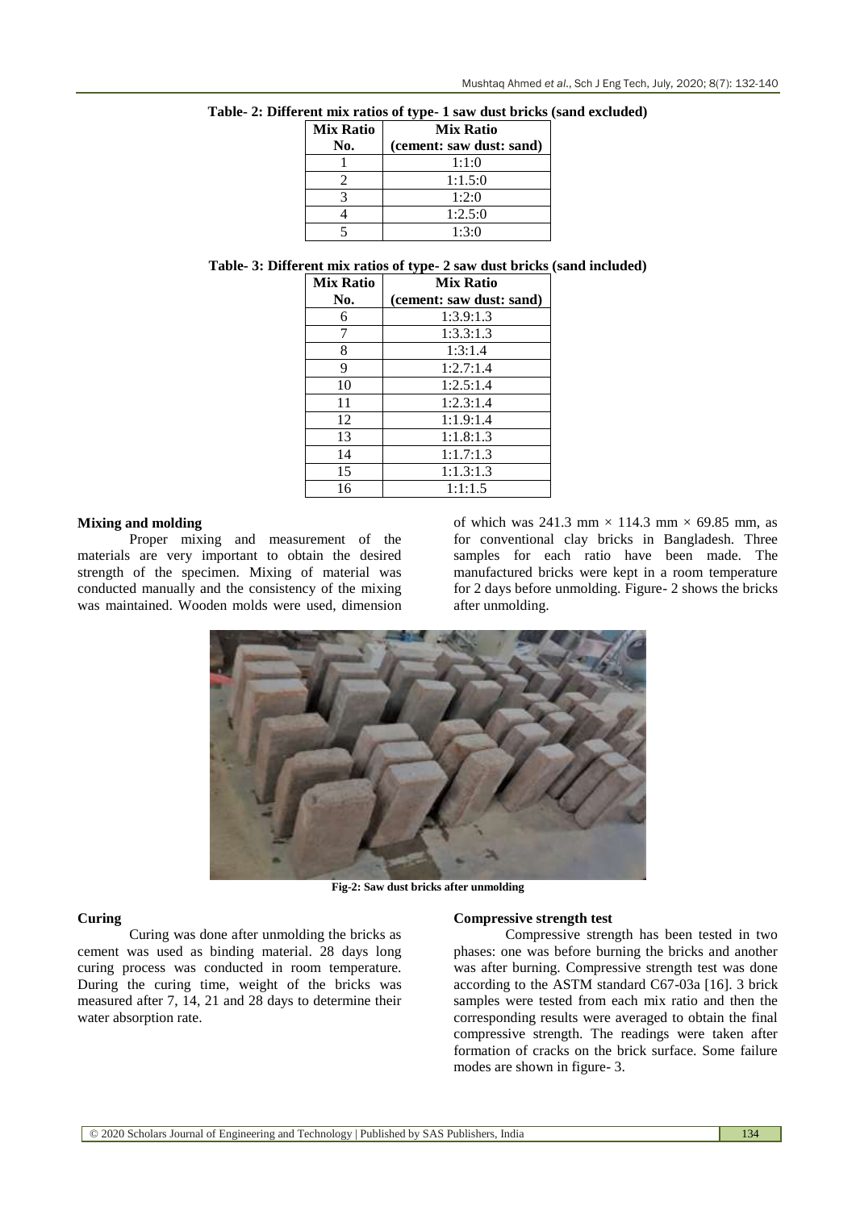**Table- 2: Different mix ratios of type- 1 saw dust bricks (sand excluded)**

| Mix Ratio No. | Mix Ratio (cement: saw dust: sand) |
|---|---|
| 1 | 1:1:0 |
| 2 | 1:1.5:0 |
| 3 | 1:2:0 |
| 4 | 1:2.5:0 |
| 5 | 1:3:0 |

**Table- 3: Different mix ratios of type- 2 saw dust bricks (sand included)**

| Mix Ratio No. | Mix Ratio (cement: saw dust: sand) |
|---|---|
| 6 | 1:3.9:1.3 |
| 7 | 1:3.3:1.3 |
| 8 | 1:3:1.4 |
| 9 | 1:2.7:1.4 |
| 10 | 1:2.5:1.4 |
| 11 | 1:2.3:1.4 |
| 12 | 1:1.9:1.4 |
| 13 | 1:1.8:1.3 |
| 14 | 1:1.7:1.3 |
| 15 | 1:1.3:1.3 |
| 16 | 1:1:1.5 |

**Mixing and molding**

Proper mixing and measurement of the materials are very important to obtain the desired strength of the specimen. Mixing of material was conducted manually and the consistency of the mixing was maintained. Wooden molds were used, dimension of which was 241.3 mm × 114.3 mm × 69.85 mm, as for conventional clay bricks in Bangladesh. Three samples for each ratio have been made. The manufactured bricks were kept in a room temperature for 2 days before unmolding. Figure- 2 shows the bricks after unmolding.

**Fig-2: Saw dust bricks after unmolding**

**Curing**

Curing was done after unmolding the bricks as cement was used as binding material. 28 days long curing process was conducted in room temperature. During the curing time, weight of the bricks was measured after 7, 14, 21 and 28 days to determine their water absorption rate.

**Compressive strength test**

Compressive strength has been tested in two phases: one was before burning the bricks and another was after burning. Compressive strength test was done according to the ASTM standard C67-03a [16]. 3 brick samples were tested from each mix ratio and then the corresponding results were averaged to obtain the final compressive strength. The readings were taken after formation of cracks on the brick surface. Some failure modes are shown in figure- 3.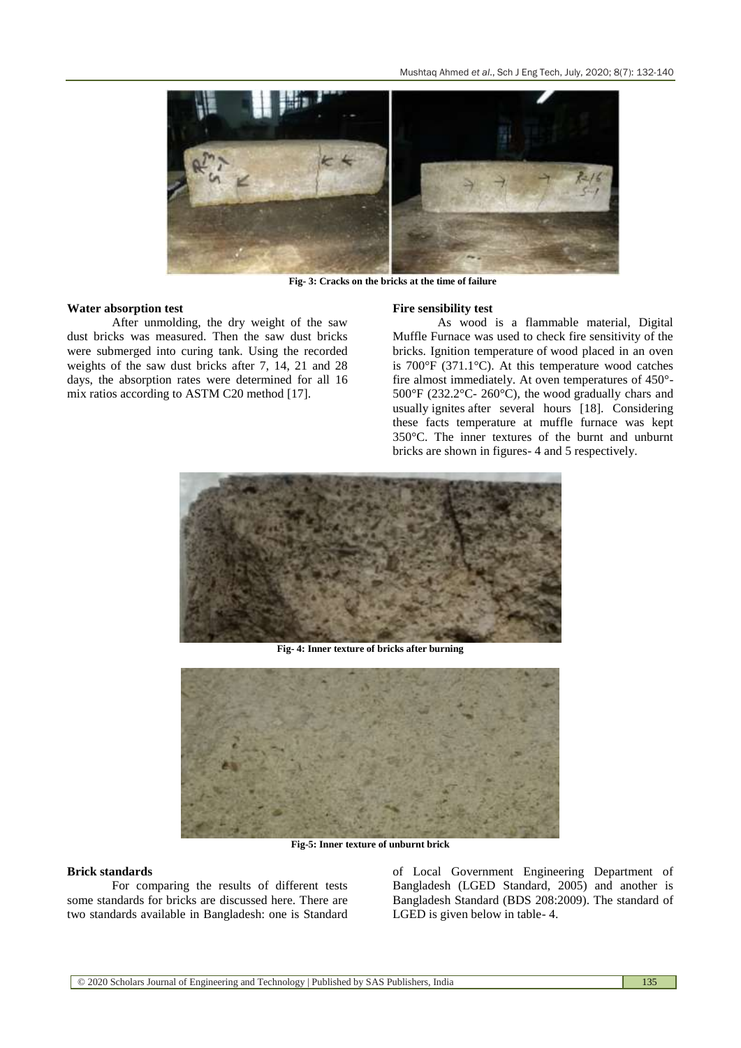Fig- 3: Cracks on the bricks at the time of failure

### Water absorption test

After unmolding, the dry weight of the saw dust bricks was measured. Then the saw dust bricks were submerged into curing tank. Using the recorded weights of the saw dust bricks after 7, 14, 21 and 28 days, the absorption rates were determined for all 16 mix ratios according to ASTM C20 method [17].

### Fire sensibility test

As wood is a flammable material, Digital Muffle Furnace was used to check fire sensitivity of the bricks. Ignition temperature of wood placed in an oven is 700°F (371.1°C). At this temperature wood catches fire almost immediately. At oven temperatures of 450°-500°F (232.2°C- 260°C), the wood gradually chars and usually ignites after several hours [18]. Considering these facts temperature at muffle furnace was kept 350°C. The inner textures of the burnt and unburnt bricks are shown in figures- 4 and 5 respectively.

Fig- 4: Inner texture of bricks after burning

Fig-5: Inner texture of unburnt brick

### Brick standards

For comparing the results of different tests some standards for bricks are discussed here. There are two standards available in Bangladesh: one is Standard of Local Government Engineering Department of Bangladesh (LGED Standard, 2005) and another is Bangladesh Standard (BDS 208:2009). The standard of LGED is given below in table- 4.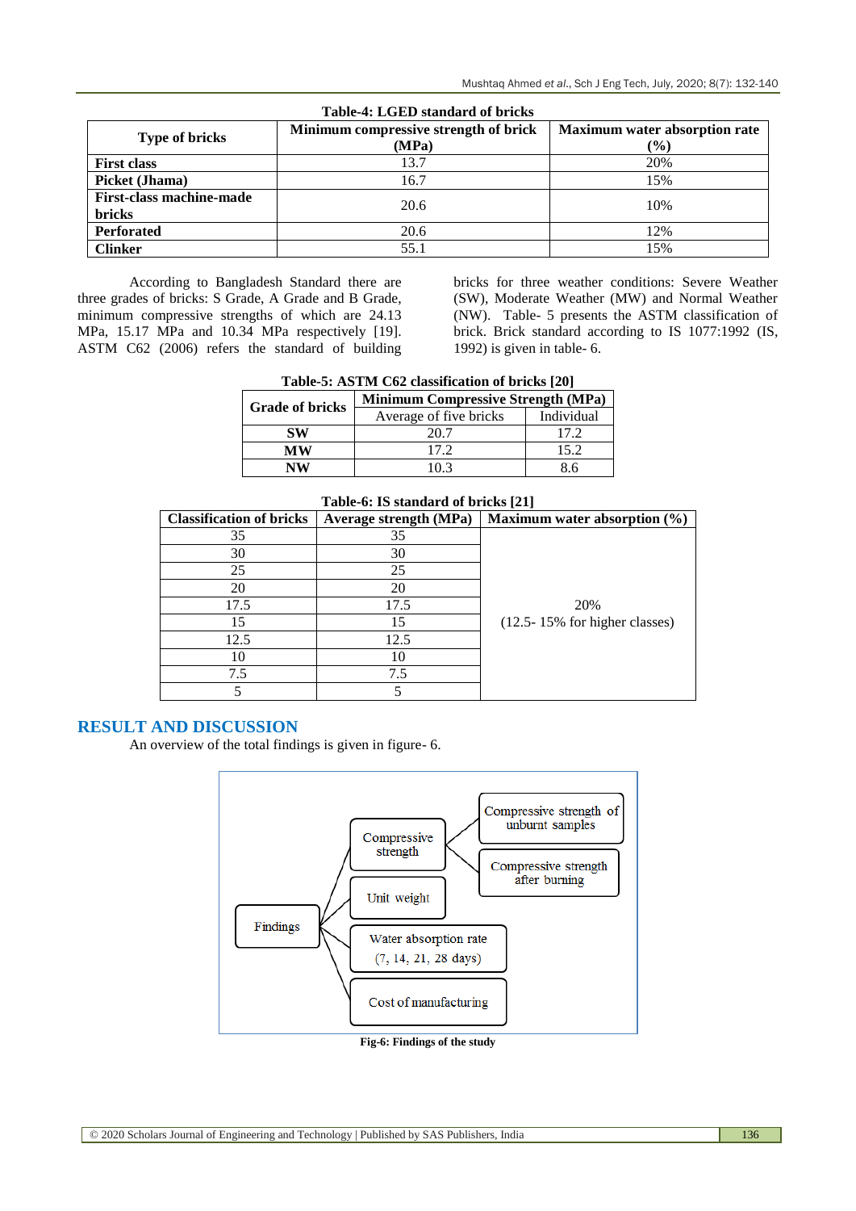**Table-4: LGED standard of bricks**

| Type of bricks | Minimum compressive strength of brick (MPa) | Maximum water absorption rate (%) |
|---|---|---|
| **First class** | 13.7 | 20% |
| **Picket (Jhama)** | 16.7 | 15% |
| **First-class machine-made bricks** | 20.6 | 10% |
| **Perforated** | 20.6 | 12% |
| **Clinker** | 55.1 | 15% |

According to Bangladesh Standard there are three grades of bricks: S Grade, A Grade and B Grade, minimum compressive strengths of which are 24.13 MPa, 15.17 MPa and 10.34 MPa respectively [19]. ASTM C62 (2006) refers the standard of building bricks for three weather conditions: Severe Weather (SW), Moderate Weather (MW) and Normal Weather (NW). Table- 5 presents the ASTM classification of brick. Brick standard according to IS 1077:1992 (IS, 1992) is given in table- 6.

**Table-5: ASTM C62 classification of bricks [20]**

| Grade of bricks | Minimum Compressive Strength (MPa) | |
|---|---|---|
| | Average of five bricks | Individual |
| **SW** | 20.7 | 17.2 |
| **MW** | 17.2 | 15.2 |
| **NW** | 10.3 | 8.6 |

**Table-6: IS standard of bricks [21]**

| Classification of bricks | Average strength (MPa) | Maximum water absorption (%) |
|---|---|---|
| 35 | 35 | 20% (12.5- 15% for higher classes) |
| 30 | 30 | |
| 25 | 25 | |
| 20 | 20 | |
| 17.5 | 17.5 | |
| 15 | 15 | |
| 12.5 | 12.5 | |
| 10 | 10 | |
| 7.5 | 7.5 | |
| 5 | 5 | |

## RESULT AND DISCUSSION

An overview of the total findings is given in figure- 6.

Findings
- Compressive strength
  - Compressive strength of unburnt samples
  - Compressive strength after burning
- Unit weight
- Water absorption rate (7, 14, 21, 28 days)
- Cost of manufacturing

**Fig-6: Findings of the study**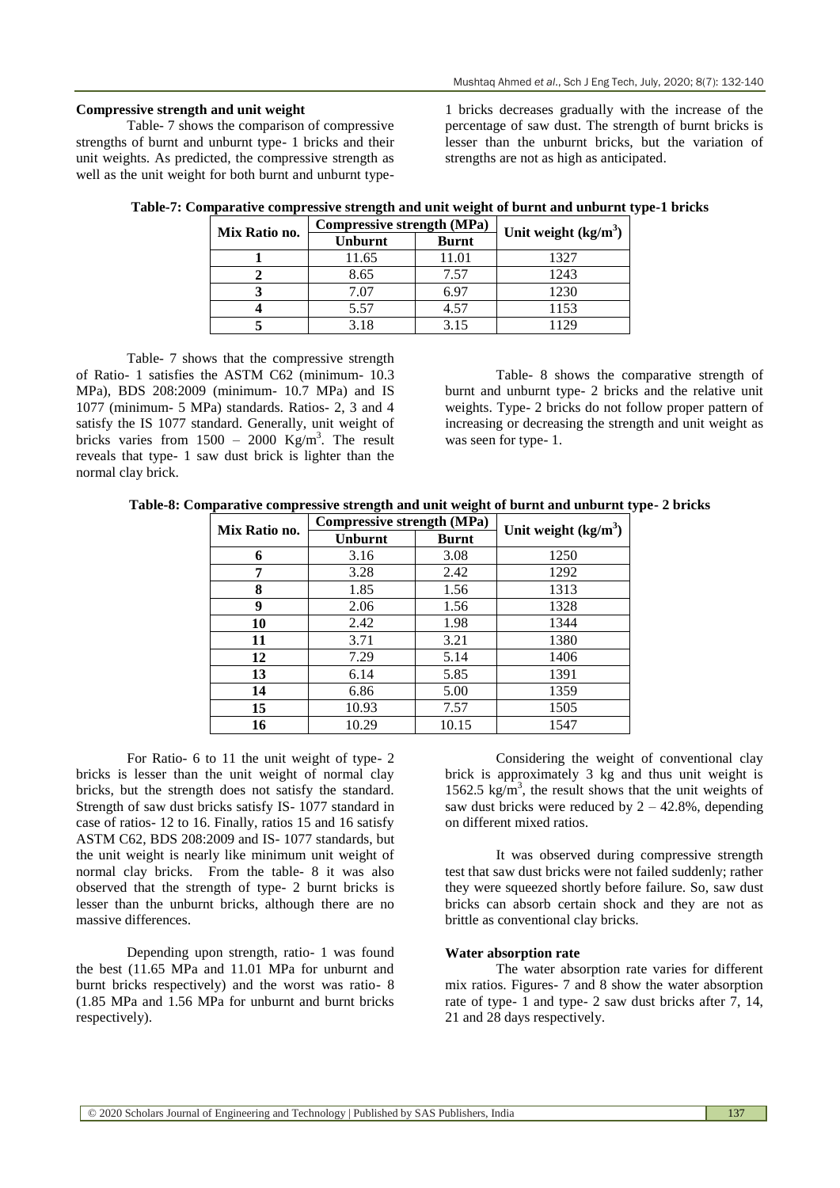#### Compressive strength and unit weight

Table- 7 shows the comparison of compressive strengths of burnt and unburnt type- 1 bricks and their unit weights. As predicted, the compressive strength as well as the unit weight for both burnt and unburnt type-1 bricks decreases gradually with the increase of the percentage of saw dust. The strength of burnt bricks is lesser than the unburnt bricks, but the variation of strengths are not as high as anticipated.

**Table-7: Comparative compressive strength and unit weight of burnt and unburnt type-1 bricks**

| Mix Ratio no. | Compressive strength (MPa) | | Unit weight ($kg/m^3$) |
|---|---|---|---|
| | Unburnt | Burnt | |
| **1** | 11.65 | 11.01 | 1327 |
| **2** | 8.65 | 7.57 | 1243 |
| **3** | 7.07 | 6.97 | 1230 |
| **4** | 5.57 | 4.57 | 1153 |
| **5** | 3.18 | 3.15 | 1129 |

Table- 7 shows that the compressive strength of Ratio- 1 satisfies the ASTM C62 (minimum- 10.3 MPa), BDS 208:2009 (minimum- 10.7 MPa) and IS 1077 (minimum- 5 MPa) standards. Ratios- 2, 3 and 4 satisfy the IS 1077 standard. Generally, unit weight of bricks varies from 1500 – 2000 $Kg/m^3$. The result reveals that type- 1 saw dust brick is lighter than the normal clay brick.

Table- 8 shows the comparative strength of burnt and unburnt type- 2 bricks and the relative unit weights. Type- 2 bricks do not follow proper pattern of increasing or decreasing the strength and unit weight as was seen for type- 1.

**Table-8: Comparative compressive strength and unit weight of burnt and unburnt type- 2 bricks**

| Mix Ratio no. | Compressive strength (MPa) | | Unit weight ($kg/m^3$) |
|---|---|---|---|
| | Unburnt | Burnt | |
| **6** | 3.16 | 3.08 | 1250 |
| **7** | 3.28 | 2.42 | 1292 |
| **8** | 1.85 | 1.56 | 1313 |
| **9** | 2.06 | 1.56 | 1328 |
| **10** | 2.42 | 1.98 | 1344 |
| **11** | 3.71 | 3.21 | 1380 |
| **12** | 7.29 | 5.14 | 1406 |
| **13** | 6.14 | 5.85 | 1391 |
| **14** | 6.86 | 5.00 | 1359 |
| **15** | 10.93 | 7.57 | 1505 |
| **16** | 10.29 | 10.15 | 1547 |

For Ratio- 6 to 11 the unit weight of type- 2 bricks is lesser than the unit weight of normal clay bricks, but the strength does not satisfy the standard. Strength of saw dust bricks satisfy IS- 1077 standard in case of ratios- 12 to 16. Finally, ratios 15 and 16 satisfy ASTM C62, BDS 208:2009 and IS- 1077 standards, but the unit weight is nearly like minimum unit weight of normal clay bricks. From the table- 8 it was also observed that the strength of type- 2 burnt bricks is lesser than the unburnt bricks, although there are no massive differences.

Depending upon strength, ratio- 1 was found the best (11.65 MPa and 11.01 MPa for unburnt and burnt bricks respectively) and the worst was ratio- 8 (1.85 MPa and 1.56 MPa for unburnt and burnt bricks respectively).

Considering the weight of conventional clay brick is approximately 3 kg and thus unit weight is 1562.5 $kg/m^3$, the result shows that the unit weights of saw dust bricks were reduced by 2 – 42.8%, depending on different mixed ratios.

It was observed during compressive strength test that saw dust bricks were not failed suddenly; rather they were squeezed shortly before failure. So, saw dust bricks can absorb certain shock and they are not as brittle as conventional clay bricks.

#### Water absorption rate

The water absorption rate varies for different mix ratios. Figures- 7 and 8 show the water absorption rate of type- 1 and type- 2 saw dust bricks after 7, 14, 21 and 28 days respectively.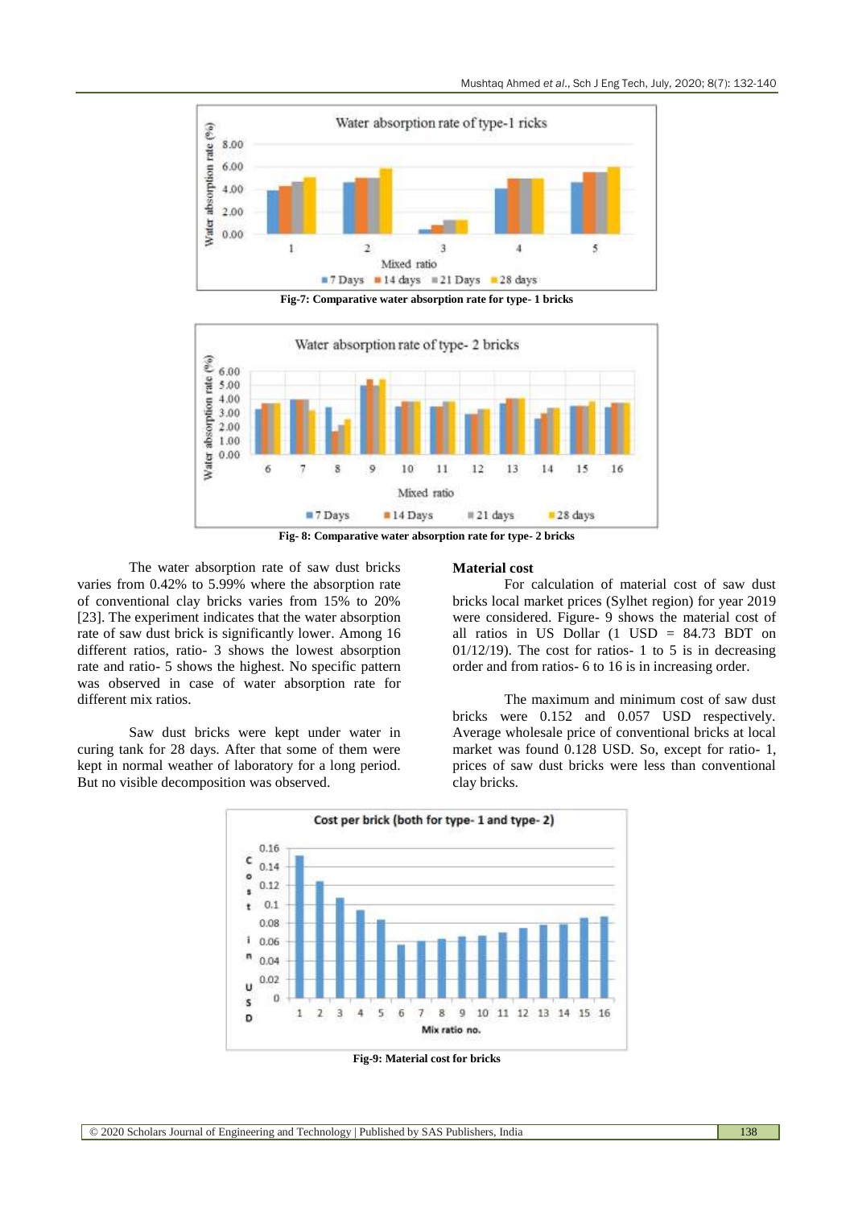Fig-7: Comparative water absorption rate for type- 1 bricks

Fig- 8: Comparative water absorption rate for type- 2 bricks

The water absorption rate of saw dust bricks varies from 0.42% to 5.99% where the absorption rate of conventional clay bricks varies from 15% to 20% [23]. The experiment indicates that the water absorption rate of saw dust brick is significantly lower. Among 16 different ratios, ratio- 3 shows the lowest absorption rate and ratio- 5 shows the highest. No specific pattern was observed in case of water absorption rate for different mix ratios.

Saw dust bricks were kept under water in curing tank for 28 days. After that some of them were kept in normal weather of laboratory for a long period. But no visible decomposition was observed.

**Material cost**

For calculation of material cost of saw dust bricks local market prices (Sylhet region) for year 2019 were considered. Figure- 9 shows the material cost of all ratios in US Dollar (1 USD = 84.73 BDT on 01/12/19). The cost for ratios- 1 to 5 is in decreasing order and from ratios- 6 to 16 is in increasing order.

The maximum and minimum cost of saw dust bricks were 0.152 and 0.057 USD respectively. Average wholesale price of conventional bricks at local market was found 0.128 USD. So, except for ratio- 1, prices of saw dust bricks were less than conventional clay bricks.

Fig-9: Material cost for bricks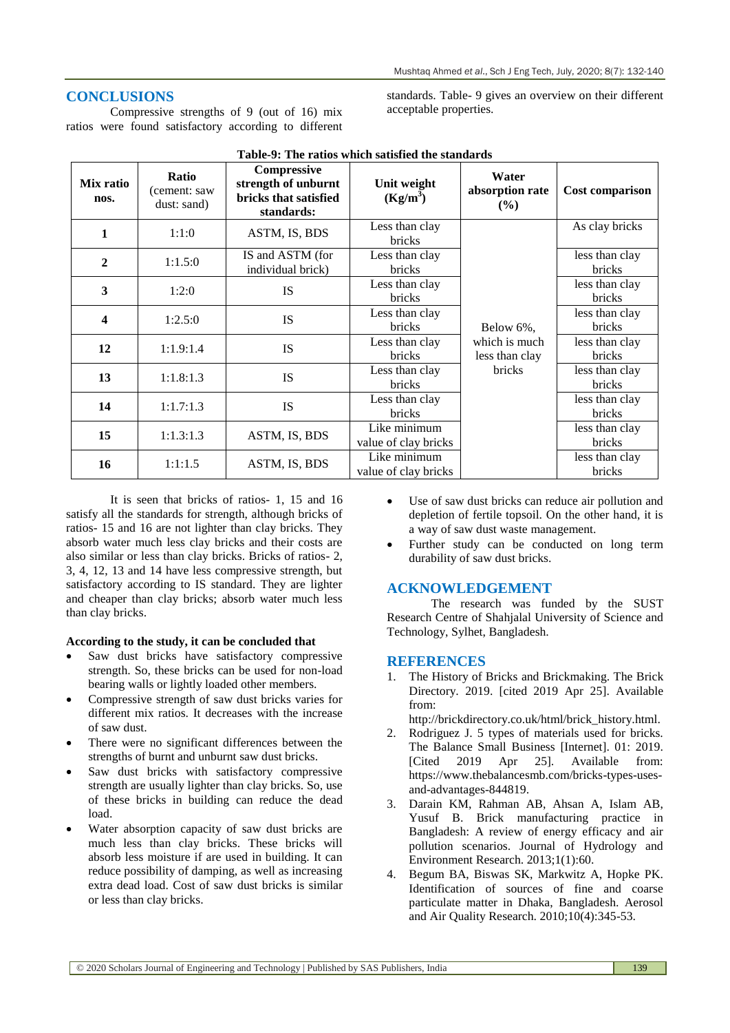## CONCLUSIONS

Compressive strengths of 9 (out of 16) mix ratios were found satisfactory according to different standards. Table- 9 gives an overview on their different acceptable properties.

**Table-9: The ratios which satisfied the standards**

| Mix ratio nos. | Ratio (cement: saw dust: sand) | Compressive strength of unburnt bricks that satisfied standards: | Unit weight (Kg/m$^3$) | Water absorption rate (%) | Cost comparison |
|---|---|---|---|---|---|
| **1** | 1:1:0 | ASTM, IS, BDS | Less than clay bricks | Below 6%, which is much less than clay bricks | As clay bricks |
| **2** | 1:1.5:0 | IS and ASTM (for individual brick) | Less than clay bricks | | less than clay bricks |
| **3** | 1:2:0 | IS | Less than clay bricks | | less than clay bricks |
| **4** | 1:2.5:0 | IS | Less than clay bricks | | less than clay bricks |
| **12** | 1:1.9:1.4 | IS | Less than clay bricks | | less than clay bricks |
| **13** | 1:1.8:1.3 | IS | Less than clay bricks | | less than clay bricks |
| **14** | 1:1.7:1.3 | IS | Less than clay bricks | | less than clay bricks |
| **15** | 1:1.3:1.3 | ASTM, IS, BDS | Like minimum value of clay bricks | | less than clay bricks |
| **16** | 1:1:1.5 | ASTM, IS, BDS | Like minimum value of clay bricks | | less than clay bricks |

It is seen that bricks of ratios- 1, 15 and 16 satisfy all the standards for strength, although bricks of ratios- 15 and 16 are not lighter than clay bricks. They absorb water much less clay bricks and their costs are also similar or less than clay bricks. Bricks of ratios- 2, 3, 4, 12, 13 and 14 have less compressive strength, but satisfactory according to IS standard. They are lighter and cheaper than clay bricks; absorb water much less than clay bricks.

**According to the study, it can be concluded that**

- Saw dust bricks have satisfactory compressive strength. So, these bricks can be used for non-load bearing walls or lightly loaded other members.
- Compressive strength of saw dust bricks varies for different mix ratios. It decreases with the increase of saw dust.
- There were no significant differences between the strengths of burnt and unburnt saw dust bricks.
- Saw dust bricks with satisfactory compressive strength are usually lighter than clay bricks. So, use of these bricks in building can reduce the dead load.
- Water absorption capacity of saw dust bricks are much less than clay bricks. These bricks will absorb less moisture if are used in building. It can reduce possibility of damping, as well as increasing extra dead load. Cost of saw dust bricks is similar or less than clay bricks.
- Use of saw dust bricks can reduce air pollution and depletion of fertile topsoil. On the other hand, it is a way of saw dust waste management.
- Further study can be conducted on long term durability of saw dust bricks.

## ACKNOWLEDGEMENT

The research was funded by the SUST Research Centre of Shahjalal University of Science and Technology, Sylhet, Bangladesh.

## REFERENCES

1. The History of Bricks and Brickmaking. The Brick Directory. 2019. [cited 2019 Apr 25]. Available from: http://brickdirectory.co.uk/html/brick_history.html.
2. Rodriguez J. 5 types of materials used for bricks. The Balance Small Business [Internet]. 01: 2019. [Cited 2019 Apr 25]. Available from: https://www.thebalancesmb.com/bricks-types-uses-and-advantages-844819.
3. Darain KM, Rahman AB, Ahsan A, Islam AB, Yusuf B. Brick manufacturing practice in Bangladesh: A review of energy efficacy and air pollution scenarios. Journal of Hydrology and Environment Research. 2013;1(1):60.
4. Begum BA, Biswas SK, Markwitz A, Hopke PK. Identification of sources of fine and coarse particulate matter in Dhaka, Bangladesh. Aerosol and Air Quality Research. 2010;10(4):345-53.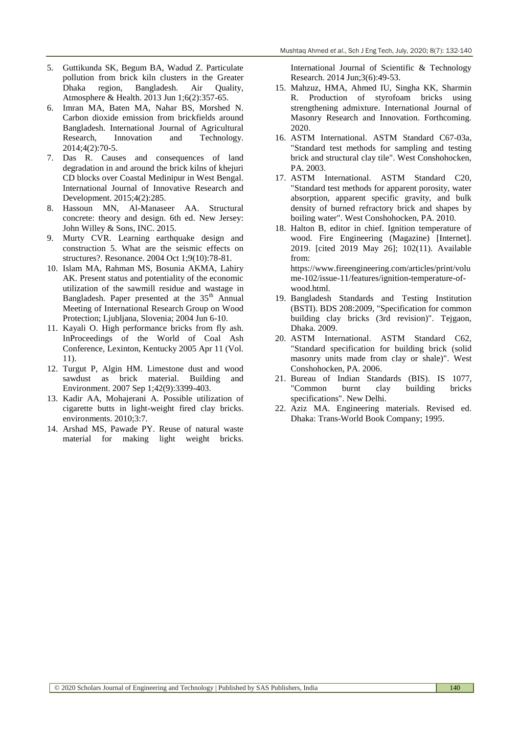5. Guttikunda SK, Begum BA, Wadud Z. Particulate pollution from brick kiln clusters in the Greater Dhaka region, Bangladesh. Air Quality, Atmosphere & Health. 2013 Jun 1;6(2):357-65.
6. Imran MA, Baten MA, Nahar BS, Morshed N. Carbon dioxide emission from brickfields around Bangladesh. International Journal of Agricultural Research, Innovation and Technology. 2014;4(2):70-5.
7. Das R. Causes and consequences of land degradation in and around the brick kilns of khejuri CD blocks over Coastal Medinipur in West Bengal. International Journal of Innovative Research and Development. 2015;4(2):285.
8. Hassoun MN, Al-Manaseer AA. Structural concrete: theory and design. 6th ed. New Jersey: John Willey & Sons, INC. 2015.
9. Murty CVR. Learning earthquake design and construction 5. What are the seismic effects on structures?. Resonance. 2004 Oct 1;9(10):78-81.
10. Islam MA, Rahman MS, Bosunia AKMA, Lahiry AK. Present status and potentiality of the economic utilization of the sawmill residue and wastage in Bangladesh. Paper presented at the 35th Annual Meeting of International Research Group on Wood Protection; Ljubljana, Slovenia; 2004 Jun 6-10.
11. Kayali O. High performance bricks from fly ash. InProceedings of the World of Coal Ash Conference, Lexinton, Kentucky 2005 Apr 11 (Vol. 11).
12. Turgut P, Algin HM. Limestone dust and wood sawdust as brick material. Building and Environment. 2007 Sep 1;42(9):3399-403.
13. Kadir AA, Mohajerani A. Possible utilization of cigarette butts in light-weight fired clay bricks. environments. 2010;3:7.
14. Arshad MS, Pawade PY. Reuse of natural waste material for making light weight bricks. International Journal of Scientific & Technology Research. 2014 Jun;3(6):49-53.
15. Mahzuz, HMA, Ahmed IU, Singha KK, Sharmin R. Production of styrofoam bricks using strengthening admixture. International Journal of Masonry Research and Innovation. Forthcoming. 2020.
16. ASTM International. ASTM Standard C67-03a, "Standard test methods for sampling and testing brick and structural clay tile". West Conshohocken, PA. 2003.
17. ASTM International. ASTM Standard C20, "Standard test methods for apparent porosity, water absorption, apparent specific gravity, and bulk density of burned refractory brick and shapes by boiling water". West Conshohocken, PA. 2010.
18. Halton B, editor in chief. Ignition temperature of wood. Fire Engineering (Magazine) [Internet]. 2019. [cited 2019 May 26]; 102(11). Available from: https://www.fireengineering.com/articles/print/volume-102/issue-11/features/ignition-temperature-of-wood.html.
19. Bangladesh Standards and Testing Institution (BSTI). BDS 208:2009, "Specification for common building clay bricks (3rd revision)". Tejgaon, Dhaka. 2009.
20. ASTM International. ASTM Standard C62, "Standard specification for building brick (solid masonry units made from clay or shale)". West Conshohocken, PA. 2006.
21. Bureau of Indian Standards (BIS). IS 1077, "Common burnt clay building bricks specifications". New Delhi.
22. Aziz MA. Engineering materials. Revised ed. Dhaka: Trans-World Book Company; 1995.